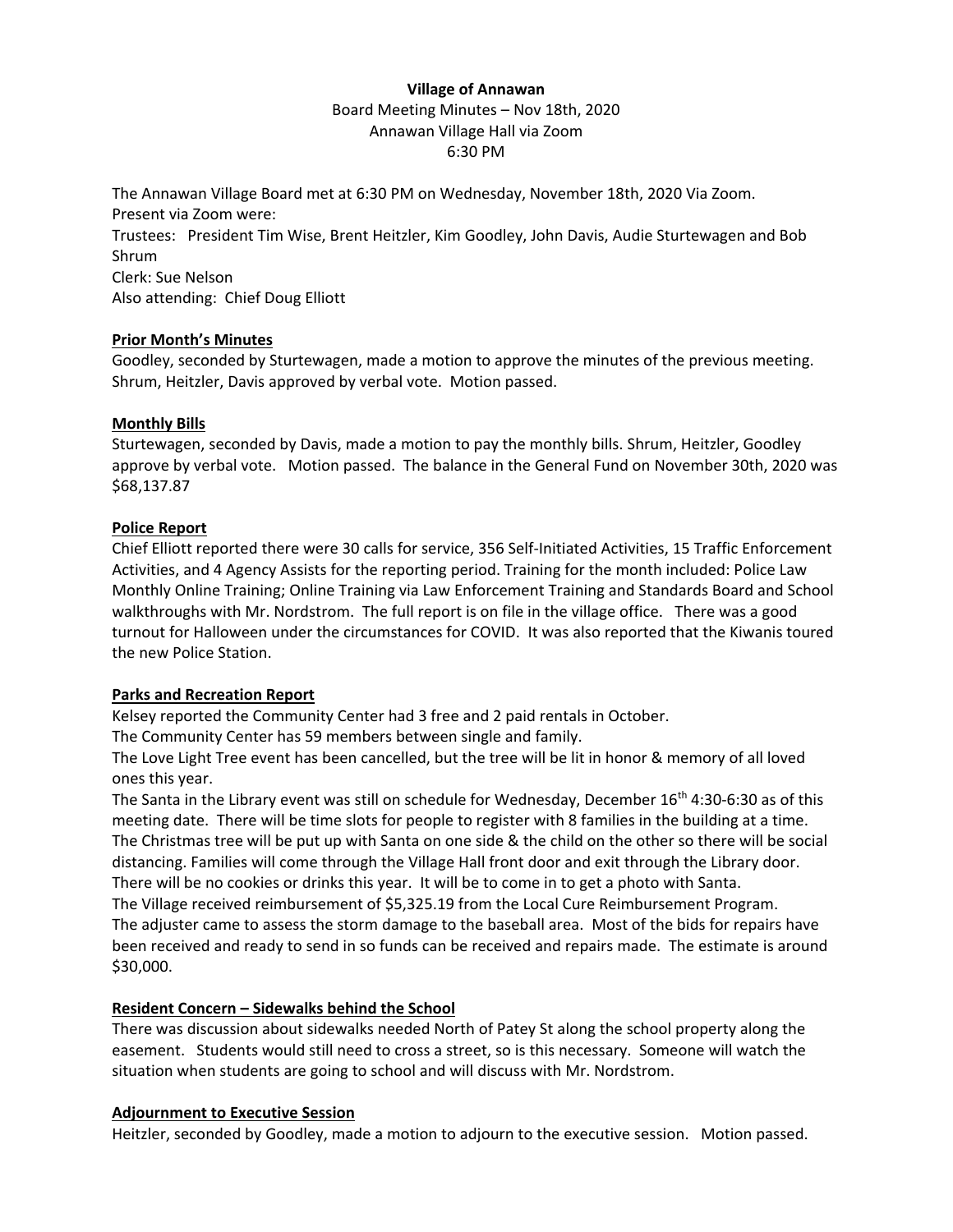**Village of Annawan**

Board Meeting Minutes – Nov 18th, 2020

Annawan Village Hall via Zoom

6:30 PM

The Annawan Village Board met at 6:30 PM on Wednesday, November 18th, 2020 Via Zoom.
Present via Zoom were:
Trustees: President Tim Wise, Brent Heitzler, Kim Goodley, John Davis, Audie Sturtewagen and Bob Shrum
Clerk: Sue Nelson
Also attending: Chief Doug Elliott

**Prior Month's Minutes**

Goodley, seconded by Sturtewagen, made a motion to approve the minutes of the previous meeting. Shrum, Heitzler, Davis approved by verbal vote. Motion passed.

**Monthly Bills**

Sturtewagen, seconded by Davis, made a motion to pay the monthly bills. Shrum, Heitzler, Goodley approve by verbal vote. Motion passed. The balance in the General Fund on November 30th, 2020 was $68,137.87

**Police Report**

Chief Elliott reported there were 30 calls for service, 356 Self-Initiated Activities, 15 Traffic Enforcement Activities, and 4 Agency Assists for the reporting period. Training for the month included: Police Law Monthly Online Training; Online Training via Law Enforcement Training and Standards Board and School walkthroughs with Mr. Nordstrom. The full report is on file in the village office. There was a good turnout for Halloween under the circumstances for COVID. It was also reported that the Kiwanis toured the new Police Station.

**Parks and Recreation Report**

Kelsey reported the Community Center had 3 free and 2 paid rentals in October.
The Community Center has 59 members between single and family.
The Love Light Tree event has been cancelled, but the tree will be lit in honor & memory of all loved ones this year.
The Santa in the Library event was still on schedule for Wednesday, December 16th 4:30-6:30 as of this meeting date. There will be time slots for people to register with 8 families in the building at a time. The Christmas tree will be put up with Santa on one side & the child on the other so there will be social distancing. Families will come through the Village Hall front door and exit through the Library door. There will be no cookies or drinks this year. It will be to come in to get a photo with Santa.
The Village received reimbursement of $5,325.19 from the Local Cure Reimbursement Program.
The adjuster came to assess the storm damage to the baseball area. Most of the bids for repairs have been received and ready to send in so funds can be received and repairs made. The estimate is around $30,000.

**Resident Concern – Sidewalks behind the School**

There was discussion about sidewalks needed North of Patey St along the school property along the easement. Students would still need to cross a street, so is this necessary. Someone will watch the situation when students are going to school and will discuss with Mr. Nordstrom.

**Adjournment to Executive Session**

Heitzler, seconded by Goodley, made a motion to adjourn to the executive session. Motion passed.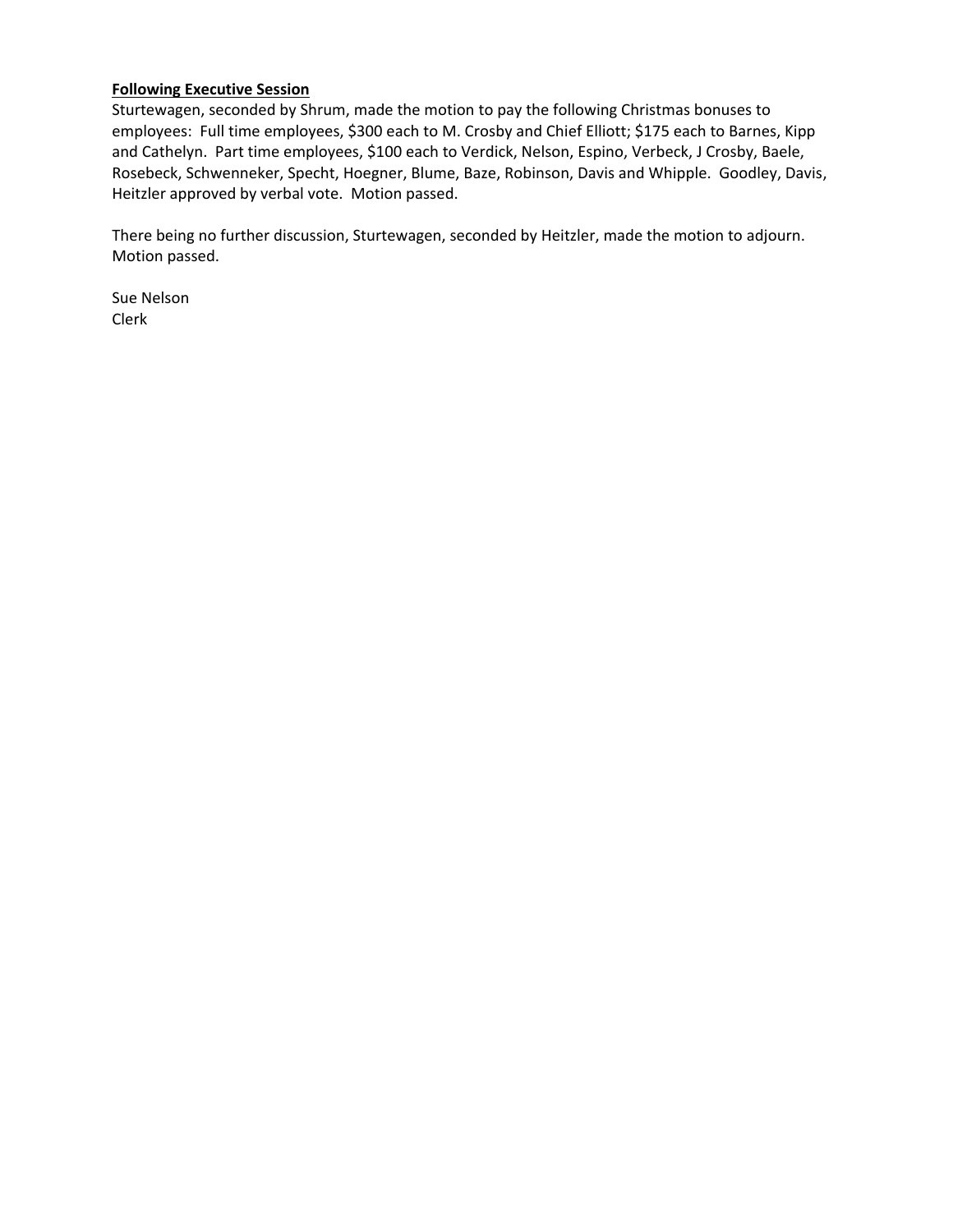**Following Executive Session**

Sturtewagen, seconded by Shrum, made the motion to pay the following Christmas bonuses to employees: Full time employees, $300 each to M. Crosby and Chief Elliott; $175 each to Barnes, Kipp and Cathelyn. Part time employees, $100 each to Verdick, Nelson, Espino, Verbeck, J Crosby, Baele, Rosebeck, Schwenneker, Specht, Hoegner, Blume, Baze, Robinson, Davis and Whipple. Goodley, Davis, Heitzler approved by verbal vote. Motion passed.

There being no further discussion, Sturtewagen, seconded by Heitzler, made the motion to adjourn. Motion passed.

Sue Nelson
Clerk